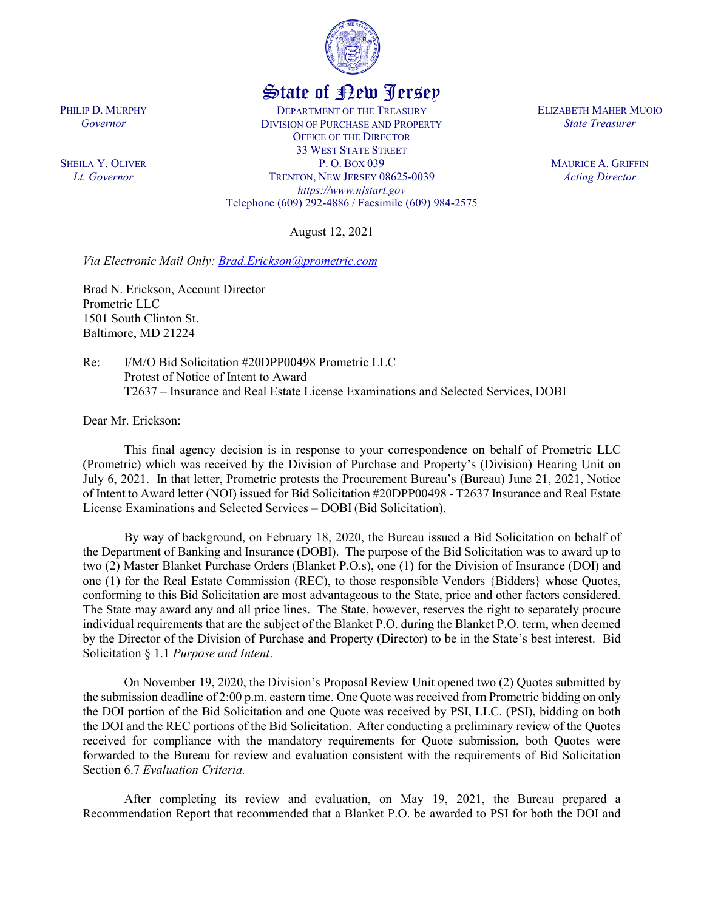# State of New Jersey

PHILIP D. MURPHY
*Governor*

SHEILA Y. OLIVER
*Lt. Governor*

DEPARTMENT OF THE TREASURY
DIVISION OF PURCHASE AND PROPERTY
OFFICE OF THE DIRECTOR
33 WEST STATE STREET
P. O. BOX 039
TRENTON, NEW JERSEY 08625-0039
*https://www.njstart.gov*
Telephone (609) 292-4886 / Facsimile (609) 984-2575

ELIZABETH MAHER MUOIO
*State Treasurer*

MAURICE A. GRIFFIN
*Acting Director*

August 12, 2021

*Via Electronic Mail Only: Brad.Erickson@prometric.com*

Brad N. Erickson, Account Director
Prometric LLC
1501 South Clinton St.
Baltimore, MD 21224

Re: I/M/O Bid Solicitation #20DPP00498 Prometric LLC
Protest of Notice of Intent to Award
T2637 – Insurance and Real Estate License Examinations and Selected Services, DOBI

Dear Mr. Erickson:

This final agency decision is in response to your correspondence on behalf of Prometric LLC (Prometric) which was received by the Division of Purchase and Property's (Division) Hearing Unit on July 6, 2021. In that letter, Prometric protests the Procurement Bureau's (Bureau) June 21, 2021, Notice of Intent to Award letter (NOI) issued for Bid Solicitation #20DPP00498 - T2637 Insurance and Real Estate License Examinations and Selected Services – DOBI (Bid Solicitation).

By way of background, on February 18, 2020, the Bureau issued a Bid Solicitation on behalf of the Department of Banking and Insurance (DOBI). The purpose of the Bid Solicitation was to award up to two (2) Master Blanket Purchase Orders (Blanket P.O.s), one (1) for the Division of Insurance (DOI) and one (1) for the Real Estate Commission (REC), to those responsible Vendors {Bidders} whose Quotes, conforming to this Bid Solicitation are most advantageous to the State, price and other factors considered. The State may award any and all price lines. The State, however, reserves the right to separately procure individual requirements that are the subject of the Blanket P.O. during the Blanket P.O. term, when deemed by the Director of the Division of Purchase and Property (Director) to be in the State's best interest. Bid Solicitation § 1.1 *Purpose and Intent*.

On November 19, 2020, the Division's Proposal Review Unit opened two (2) Quotes submitted by the submission deadline of 2:00 p.m. eastern time. One Quote was received from Prometric bidding on only the DOI portion of the Bid Solicitation and one Quote was received by PSI, LLC. (PSI), bidding on both the DOI and the REC portions of the Bid Solicitation. After conducting a preliminary review of the Quotes received for compliance with the mandatory requirements for Quote submission, both Quotes were forwarded to the Bureau for review and evaluation consistent with the requirements of Bid Solicitation Section 6.7 *Evaluation Criteria.*

After completing its review and evaluation, on May 19, 2021, the Bureau prepared a Recommendation Report that recommended that a Blanket P.O. be awarded to PSI for both the DOI and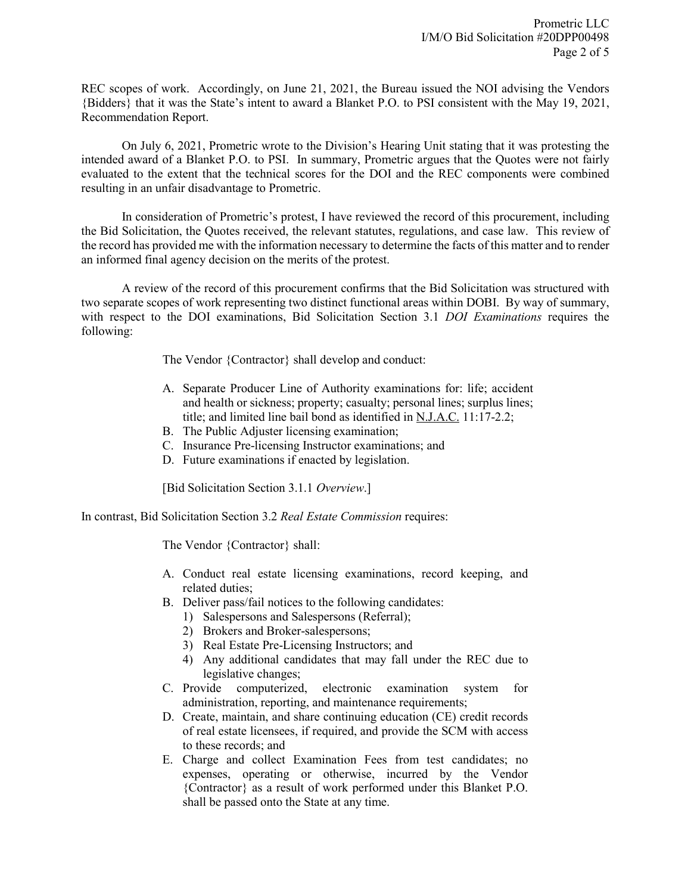REC scopes of work. Accordingly, on June 21, 2021, the Bureau issued the NOI advising the Vendors {Bidders} that it was the State's intent to award a Blanket P.O. to PSI consistent with the May 19, 2021, Recommendation Report.

On July 6, 2021, Prometric wrote to the Division's Hearing Unit stating that it was protesting the intended award of a Blanket P.O. to PSI. In summary, Prometric argues that the Quotes were not fairly evaluated to the extent that the technical scores for the DOI and the REC components were combined resulting in an unfair disadvantage to Prometric.

In consideration of Prometric's protest, I have reviewed the record of this procurement, including the Bid Solicitation, the Quotes received, the relevant statutes, regulations, and case law. This review of the record has provided me with the information necessary to determine the facts of this matter and to render an informed final agency decision on the merits of the protest.

A review of the record of this procurement confirms that the Bid Solicitation was structured with two separate scopes of work representing two distinct functional areas within DOBI. By way of summary, with respect to the DOI examinations, Bid Solicitation Section 3.1 *DOI Examinations* requires the following:

> The Vendor {Contractor} shall develop and conduct:
>
> A. Separate Producer Line of Authority examinations for: life; accident and health or sickness; property; casualty; personal lines; surplus lines; title; and limited line bail bond as identified in N.J.A.C. 11:17-2.2;
> B. The Public Adjuster licensing examination;
> C. Insurance Pre-licensing Instructor examinations; and
> D. Future examinations if enacted by legislation.
>
> [Bid Solicitation Section 3.1.1 *Overview*.]

In contrast, Bid Solicitation Section 3.2 *Real Estate Commission* requires:

> The Vendor {Contractor} shall:
>
> A. Conduct real estate licensing examinations, record keeping, and related duties;
> B. Deliver pass/fail notices to the following candidates:
>    1) Salespersons and Salespersons (Referral);
>    2) Brokers and Broker-salespersons;
>    3) Real Estate Pre-Licensing Instructors; and
>    4) Any additional candidates that may fall under the REC due to legislative changes;
> C. Provide computerized, electronic examination system for administration, reporting, and maintenance requirements;
> D. Create, maintain, and share continuing education (CE) credit records of real estate licensees, if required, and provide the SCM with access to these records; and
> E. Charge and collect Examination Fees from test candidates; no expenses, operating or otherwise, incurred by the Vendor {Contractor} as a result of work performed under this Blanket P.O. shall be passed onto the State at any time.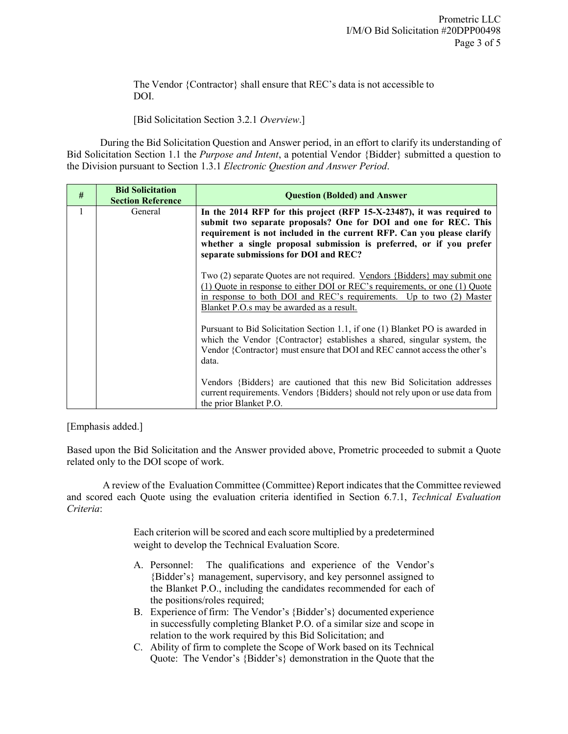> The Vendor {Contractor} shall ensure that REC's data is not accessible to DOI.
>
> [Bid Solicitation Section 3.2.1 *Overview*.]

During the Bid Solicitation Question and Answer period, in an effort to clarify its understanding of Bid Solicitation Section 1.1 the *Purpose and Intent*, a potential Vendor {Bidder} submitted a question to the Division pursuant to Section 1.3.1 *Electronic Question and Answer Period*.

| # | Bid Solicitation Section Reference | Question (Bolded) and Answer |
|---|---|---|
| 1 | General | **In the 2014 RFP for this project (RFP 15-X-23487), it was required to submit two separate proposals? One for DOI and one for REC. This requirement is not included in the current RFP. Can you please clarify whether a single proposal submission is preferred, or if you prefer separate submissions for DOI and REC?**<br><br>Two (2) separate Quotes are not required. <u>Vendors {Bidders} may submit one (1) Quote in response to either DOI or REC's requirements, or one (1) Quote in response to both DOI and REC's requirements. Up to two (2) Master Blanket P.O.s may be awarded as a result.</u><br><br>Pursuant to Bid Solicitation Section 1.1, if one (1) Blanket PO is awarded in which the Vendor {Contractor} establishes a shared, singular system, the Vendor {Contractor} must ensure that DOI and REC cannot access the other's data.<br><br>Vendors {Bidders} are cautioned that this new Bid Solicitation addresses current requirements. Vendors {Bidders} should not rely upon or use data from the prior Blanket P.O. |

[Emphasis added.]

Based upon the Bid Solicitation and the Answer provided above, Prometric proceeded to submit a Quote related only to the DOI scope of work.

A review of the Evaluation Committee (Committee) Report indicates that the Committee reviewed and scored each Quote using the evaluation criteria identified in Section 6.7.1, *Technical Evaluation Criteria*:

> Each criterion will be scored and each score multiplied by a predetermined weight to develop the Technical Evaluation Score.
>
> A. Personnel: The qualifications and experience of the Vendor's {Bidder's} management, supervisory, and key personnel assigned to the Blanket P.O., including the candidates recommended for each of the positions/roles required;
> B. Experience of firm: The Vendor's {Bidder's} documented experience in successfully completing Blanket P.O. of a similar size and scope in relation to the work required by this Bid Solicitation; and
> C. Ability of firm to complete the Scope of Work based on its Technical Quote: The Vendor's {Bidder's} demonstration in the Quote that the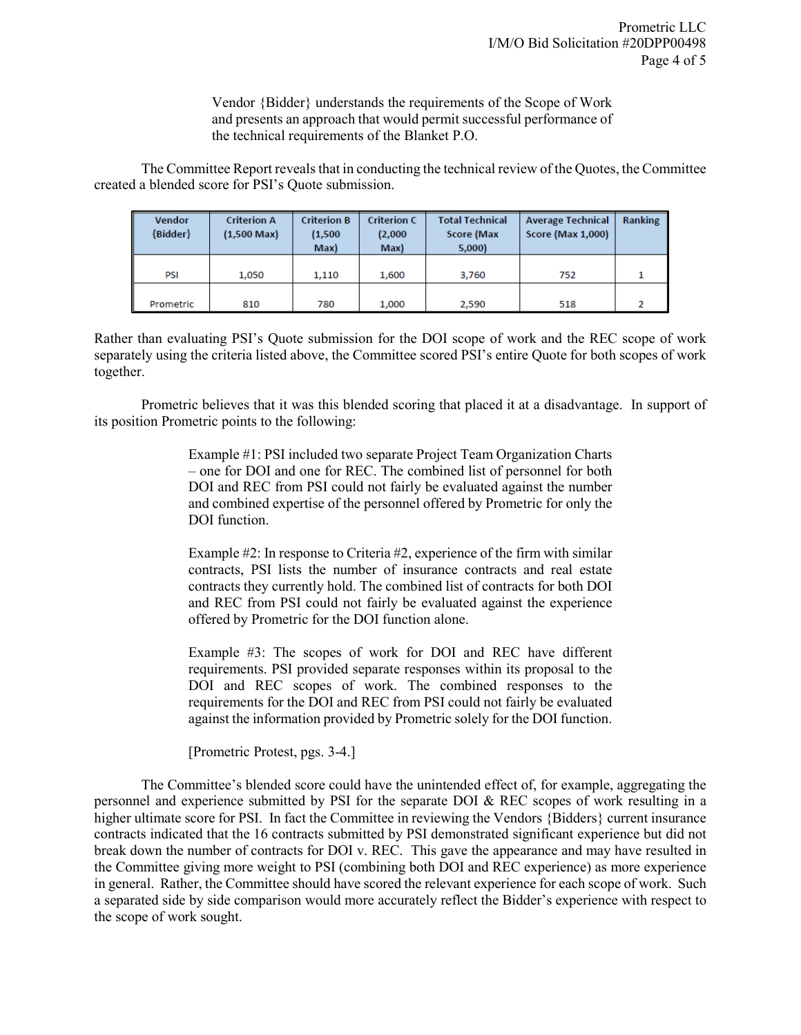> Vendor {Bidder} understands the requirements of the Scope of Work and presents an approach that would permit successful performance of the technical requirements of the Blanket P.O.

The Committee Report reveals that in conducting the technical review of the Quotes, the Committee created a blended score for PSI's Quote submission.

| Vendor {Bidder} | Criterion A (1,500 Max) | Criterion B (1,500 Max) | Criterion C (2,000 Max) | Total Technical Score (Max 5,000) | Average Technical Score (Max 1,000) | Ranking |
|---|---|---|---|---|---|---|
| PSI | 1,050 | 1,110 | 1,600 | 3,760 | 752 | 1 |
| Prometric | 810 | 780 | 1,000 | 2,590 | 518 | 2 |

Rather than evaluating PSI's Quote submission for the DOI scope of work and the REC scope of work separately using the criteria listed above, the Committee scored PSI's entire Quote for both scopes of work together.

Prometric believes that it was this blended scoring that placed it at a disadvantage. In support of its position Prometric points to the following:

> Example #1: PSI included two separate Project Team Organization Charts – one for DOI and one for REC. The combined list of personnel for both DOI and REC from PSI could not fairly be evaluated against the number and combined expertise of the personnel offered by Prometric for only the DOI function.
>
> Example #2: In response to Criteria #2, experience of the firm with similar contracts, PSI lists the number of insurance contracts and real estate contracts they currently hold. The combined list of contracts for both DOI and REC from PSI could not fairly be evaluated against the experience offered by Prometric for the DOI function alone.
>
> Example #3: The scopes of work for DOI and REC have different requirements. PSI provided separate responses within its proposal to the DOI and REC scopes of work. The combined responses to the requirements for the DOI and REC from PSI could not fairly be evaluated against the information provided by Prometric solely for the DOI function.
>
> [Prometric Protest, pgs. 3-4.]

The Committee's blended score could have the unintended effect of, for example, aggregating the personnel and experience submitted by PSI for the separate DOI & REC scopes of work resulting in a higher ultimate score for PSI. In fact the Committee in reviewing the Vendors {Bidders} current insurance contracts indicated that the 16 contracts submitted by PSI demonstrated significant experience but did not break down the number of contracts for DOI v. REC. This gave the appearance and may have resulted in the Committee giving more weight to PSI (combining both DOI and REC experience) as more experience in general. Rather, the Committee should have scored the relevant experience for each scope of work. Such a separated side by side comparison would more accurately reflect the Bidder's experience with respect to the scope of work sought.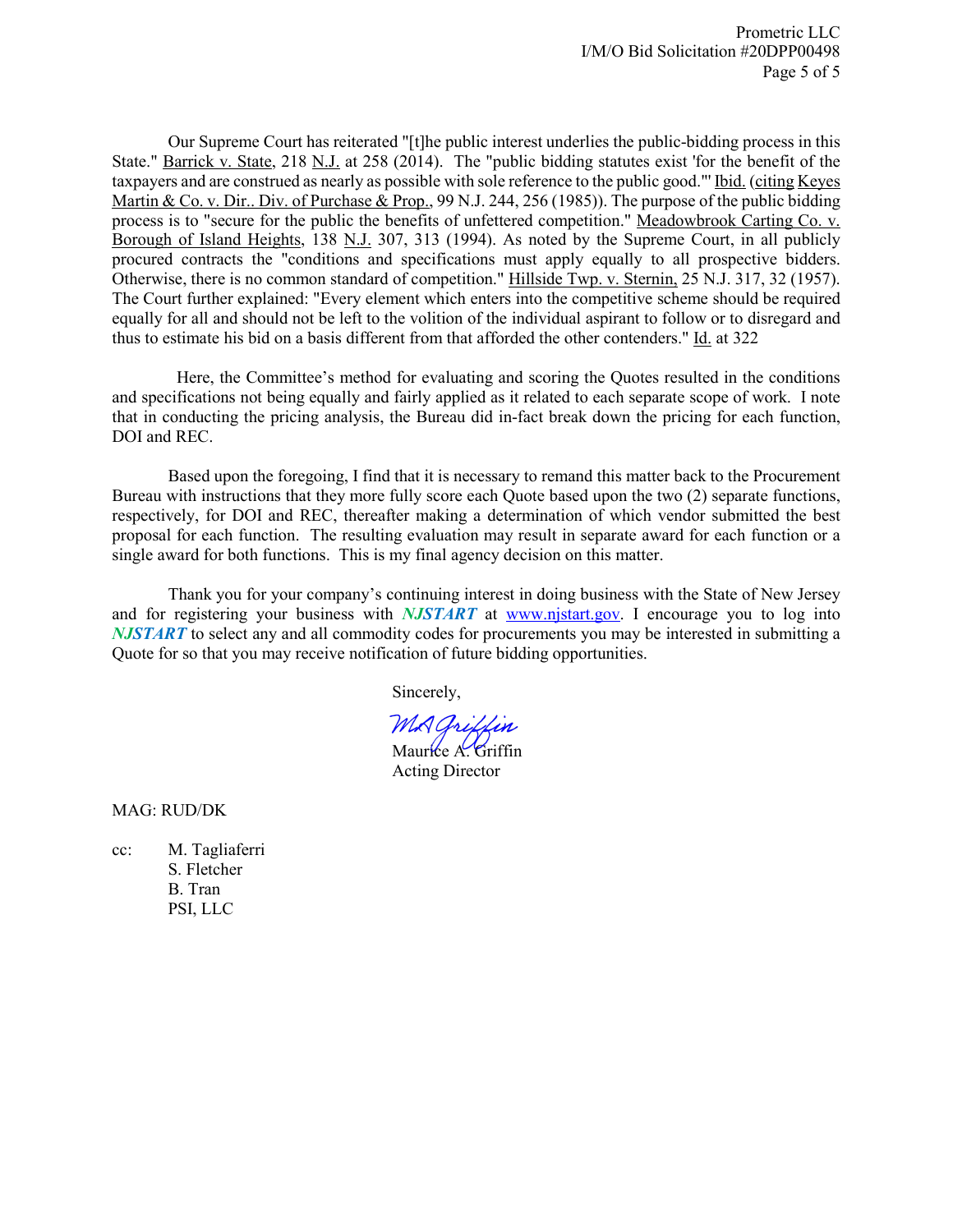Our Supreme Court has reiterated "[t]he public interest underlies the public-bidding process in this State." Barrick v. State, 218 N.J. at 258 (2014). The "public bidding statutes exist 'for the benefit of the taxpayers and are construed as nearly as possible with sole reference to the public good.'" Ibid. (citing Keyes Martin & Co. v. Dir.. Div. of Purchase & Prop., 99 N.J. 244, 256 (1985)). The purpose of the public bidding process is to "secure for the public the benefits of unfettered competition." Meadowbrook Carting Co. v. Borough of Island Heights, 138 N.J. 307, 313 (1994). As noted by the Supreme Court, in all publicly procured contracts the "conditions and specifications must apply equally to all prospective bidders. Otherwise, there is no common standard of competition." Hillside Twp. v. Sternin, 25 N.J. 317, 32 (1957). The Court further explained: "Every element which enters into the competitive scheme should be required equally for all and should not be left to the volition of the individual aspirant to follow or to disregard and thus to estimate his bid on a basis different from that afforded the other contenders." Id. at 322

Here, the Committee's method for evaluating and scoring the Quotes resulted in the conditions and specifications not being equally and fairly applied as it related to each separate scope of work. I note that in conducting the pricing analysis, the Bureau did in-fact break down the pricing for each function, DOI and REC.

Based upon the foregoing, I find that it is necessary to remand this matter back to the Procurement Bureau with instructions that they more fully score each Quote based upon the two (2) separate functions, respectively, for DOI and REC, thereafter making a determination of which vendor submitted the best proposal for each function. The resulting evaluation may result in separate award for each function or a single award for both functions. This is my final agency decision on this matter.

Thank you for your company's continuing interest in doing business with the State of New Jersey and for registering your business with ***NJSTART*** at www.njstart.gov. I encourage you to log into ***NJSTART*** to select any and all commodity codes for procurements you may be interested in submitting a Quote for so that you may receive notification of future bidding opportunities.

Sincerely,

MA Griffin
Maurice A. Griffin
Acting Director

MAG: RUD/DK

cc: M. Tagliaferri
S. Fletcher
B. Tran
PSI, LLC